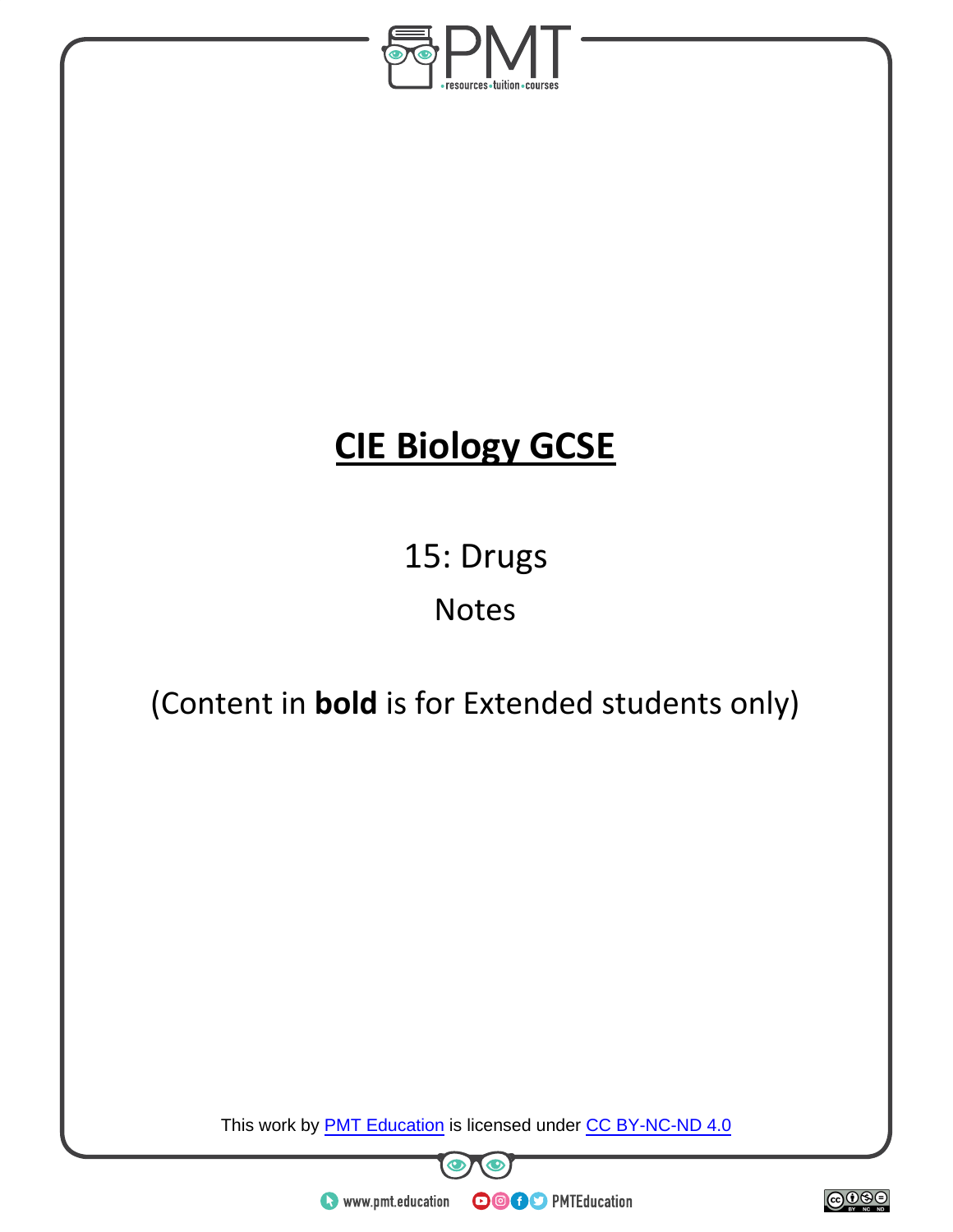# CIE Biology GCSE

15: Drugs

Notes

(Content in **bold** is for Extended students only)

This work by PMT Education is licensed under CC BY-NC-ND 4.0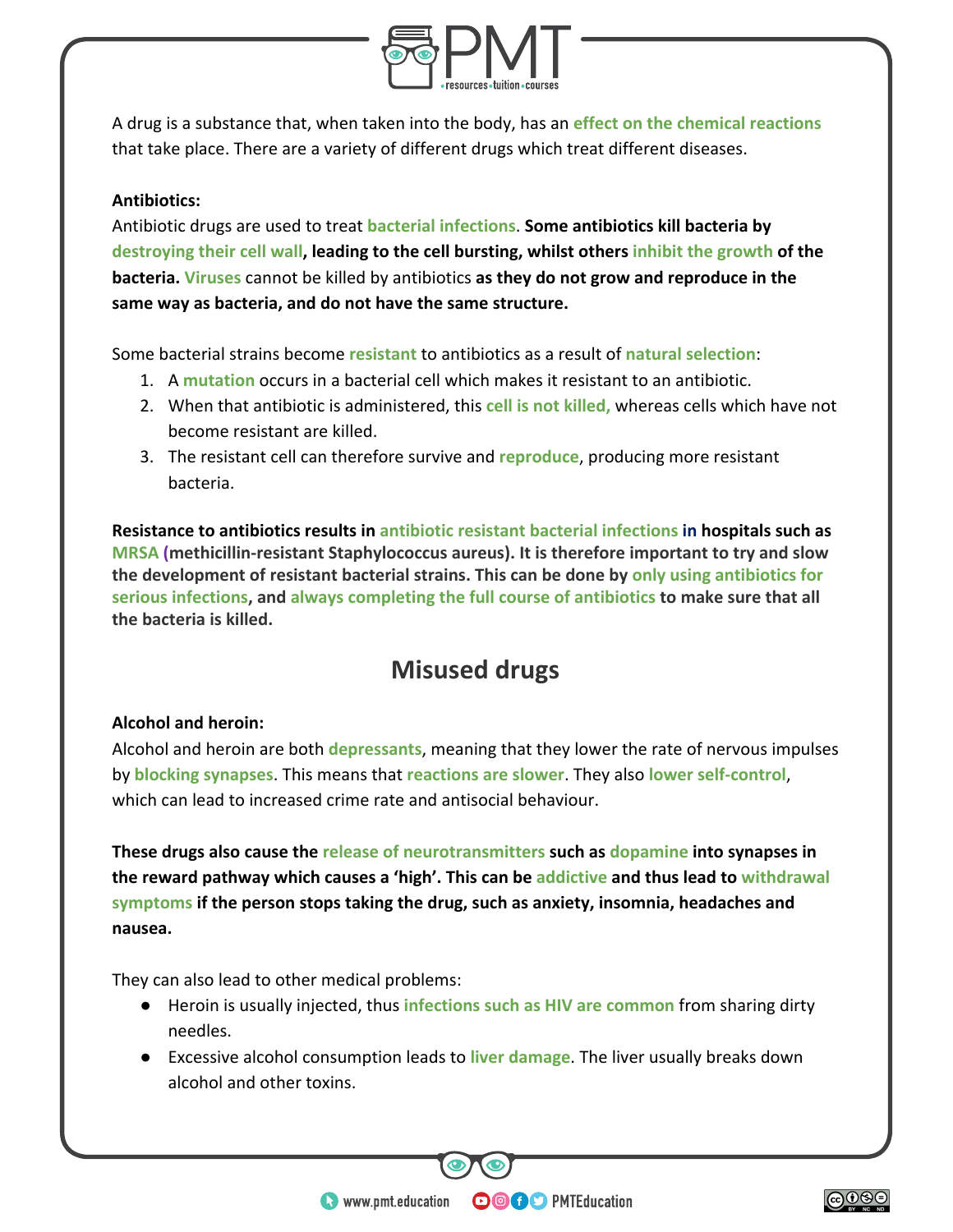A drug is a substance that, when taken into the body, has an **effect on the chemical reactions** that take place. There are a variety of different drugs which treat different diseases.

**Antibiotics:**

Antibiotic drugs are used to treat **bacterial infections. Some antibiotics kill bacteria by destroying their cell wall, leading to the cell bursting, whilst others inhibit the growth of the bacteria. Viruses** cannot be killed by antibiotics **as they do not grow and reproduce in the same way as bacteria, and do not have the same structure.**

Some bacterial strains become **resistant** to antibiotics as a result of **natural selection**:

1. A **mutation** occurs in a bacterial cell which makes it resistant to an antibiotic.
2. When that antibiotic is administered, this **cell is not killed,** whereas cells which have not become resistant are killed.
3. The resistant cell can therefore survive and **reproduce**, producing more resistant bacteria.

**Resistance to antibiotics results in antibiotic resistant bacterial infections in hospitals such as MRSA (methicillin-resistant Staphylococcus aureus). It is therefore important to try and slow the development of resistant bacterial strains. This can be done by only using antibiotics for serious infections, and always completing the full course of antibiotics to make sure that all the bacteria is killed.**

## Misused drugs

**Alcohol and heroin:**

Alcohol and heroin are both **depressants**, meaning that they lower the rate of nervous impulses by **blocking synapses**. This means that **reactions are slower**. They also **lower self-control**, which can lead to increased crime rate and antisocial behaviour.

**These drugs also cause the release of neurotransmitters such as dopamine into synapses in the reward pathway which causes a 'high'. This can be addictive and thus lead to withdrawal symptoms if the person stops taking the drug, such as anxiety, insomnia, headaches and nausea.**

They can also lead to other medical problems:

- Heroin is usually injected, thus **infections such as HIV are common** from sharing dirty needles.
- Excessive alcohol consumption leads to **liver damage**. The liver usually breaks down alcohol and other toxins.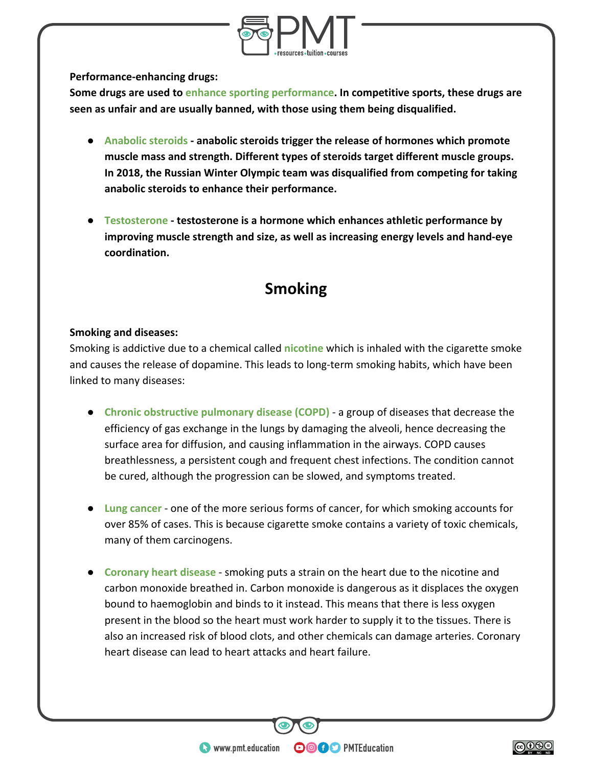**Performance-enhancing drugs:**

**Some drugs are used to enhance sporting performance. In competitive sports, these drugs are seen as unfair and are usually banned, with those using them being disqualified.**

- **Anabolic steroids - anabolic steroids trigger the release of hormones which promote muscle mass and strength. Different types of steroids target different muscle groups. In 2018, the Russian Winter Olympic team was disqualified from competing for taking anabolic steroids to enhance their performance.**

- **Testosterone - testosterone is a hormone which enhances athletic performance by improving muscle strength and size, as well as increasing energy levels and hand-eye coordination.**

## Smoking

**Smoking and diseases:**

Smoking is addictive due to a chemical called **nicotine** which is inhaled with the cigarette smoke and causes the release of dopamine. This leads to long-term smoking habits, which have been linked to many diseases:

- **Chronic obstructive pulmonary disease (COPD)** - a group of diseases that decrease the efficiency of gas exchange in the lungs by damaging the alveoli, hence decreasing the surface area for diffusion, and causing inflammation in the airways. COPD causes breathlessness, a persistent cough and frequent chest infections. The condition cannot be cured, although the progression can be slowed, and symptoms treated.

- **Lung cancer** - one of the more serious forms of cancer, for which smoking accounts for over 85% of cases. This is because cigarette smoke contains a variety of toxic chemicals, many of them carcinogens.

- **Coronary heart disease** - smoking puts a strain on the heart due to the nicotine and carbon monoxide breathed in. Carbon monoxide is dangerous as it displaces the oxygen bound to haemoglobin and binds to it instead. This means that there is less oxygen present in the blood so the heart must work harder to supply it to the tissues. There is also an increased risk of blood clots, and other chemicals can damage arteries. Coronary heart disease can lead to heart attacks and heart failure.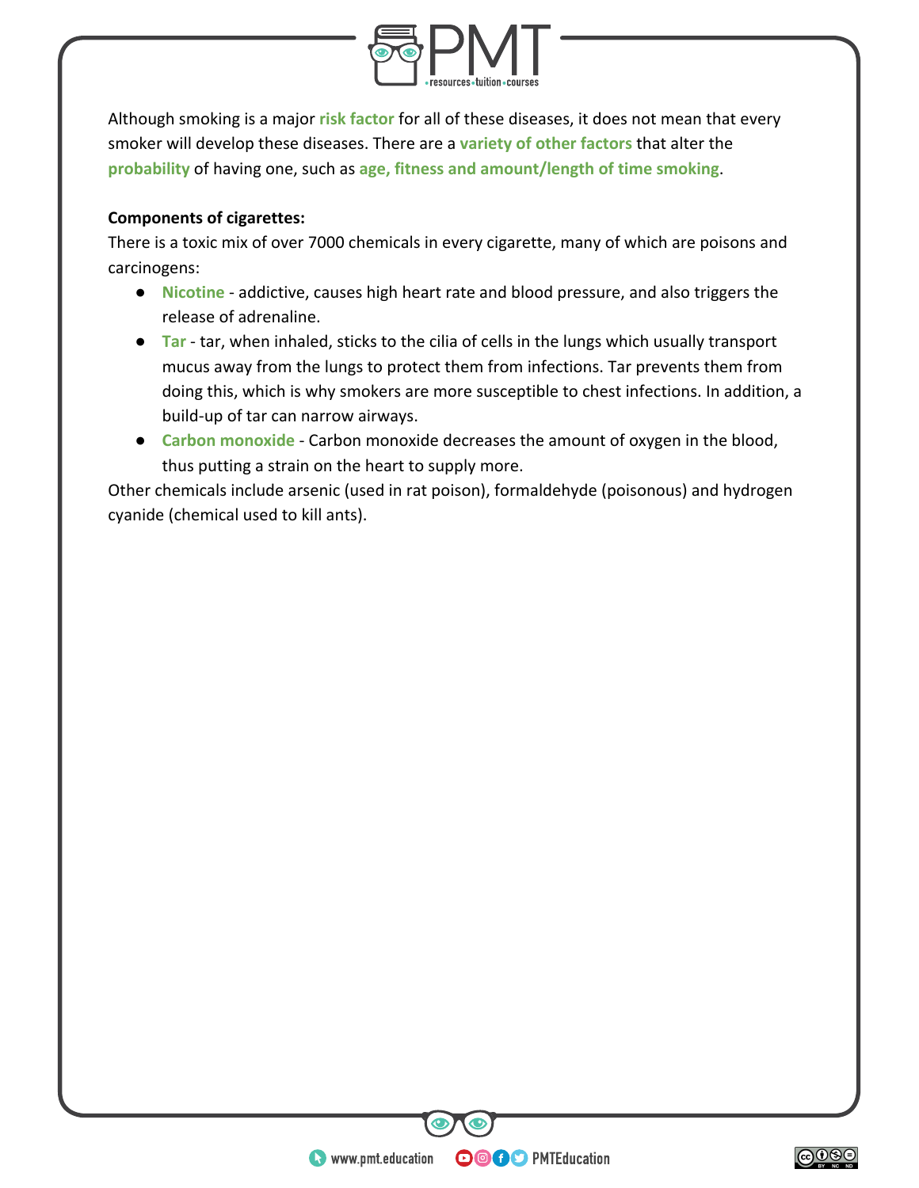Although smoking is a major **risk factor** for all of these diseases, it does not mean that every smoker will develop these diseases. There are a **variety of other factors** that alter the **probability** of having one, such as **age, fitness and amount/length of time smoking**.

**Components of cigarettes:**

There is a toxic mix of over 7000 chemicals in every cigarette, many of which are poisons and carcinogens:

- **Nicotine** - addictive, causes high heart rate and blood pressure, and also triggers the release of adrenaline.
- **Tar** - tar, when inhaled, sticks to the cilia of cells in the lungs which usually transport mucus away from the lungs to protect them from infections. Tar prevents them from doing this, which is why smokers are more susceptible to chest infections. In addition, a build-up of tar can narrow airways.
- **Carbon monoxide** - Carbon monoxide decreases the amount of oxygen in the blood, thus putting a strain on the heart to supply more.

Other chemicals include arsenic (used in rat poison), formaldehyde (poisonous) and hydrogen cyanide (chemical used to kill ants).